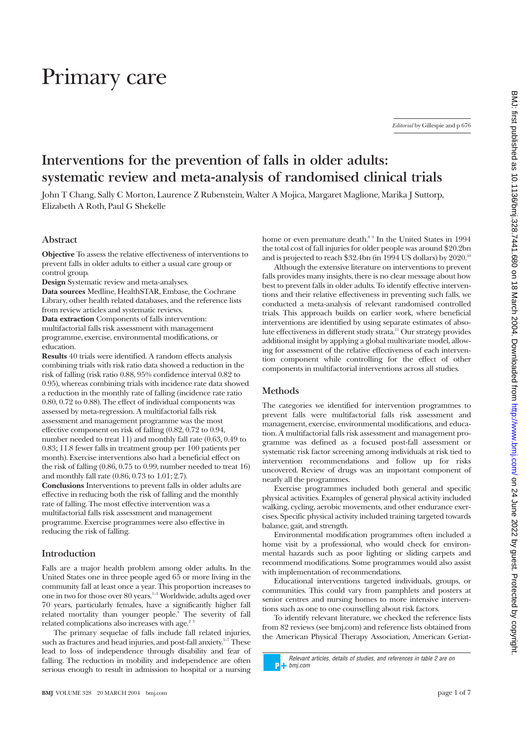# Primary care

*Editorial* by Gillespie and p 676

## Interventions for the prevention of falls in older adults: systematic review and meta-analysis of randomised clinical trials

John T Chang, Sally C Morton, Laurence Z Rubenstein, Walter A Mojica, Margaret Maglione, Marika J Suttorp, Elizabeth A Roth, Paul G Shekelle

### Abstract

**Objective** To assess the relative effectiveness of interventions to prevent falls in older adults to either a usual care group or control group.

**Design** Systematic review and meta-analyses.

**Data sources** Medline, HealthSTAR, Embase, the Cochrane Library, other health related databases, and the reference lists from review articles and systematic reviews.

**Data extraction** Components of falls intervention: multifactorial falls risk assessment with management programme, exercise, environmental modifications, or education.

**Results** 40 trials were identified. A random effects analysis combining trials with risk ratio data showed a reduction in the risk of falling (risk ratio 0.88, 95% confidence interval 0.82 to 0.95), whereas combining trials with incidence rate data showed a reduction in the monthly rate of falling (incidence rate ratio 0.80, 0.72 to 0.88). The effect of individual components was assessed by meta-regression. A multifactorial falls risk assessment and management programme was the most effective component on risk of falling (0.82, 0.72 to 0.94, number needed to treat 11) and monthly fall rate (0.63, 0.49 to 0.83; 11.8 fewer falls in treatment group per 100 patients per month). Exercise interventions also had a beneficial effect on the risk of falling (0.86, 0.75 to 0.99, number needed to treat 16) and monthly fall rate (0.86, 0.73 to 1.01; 2.7).

**Conclusions** Interventions to prevent falls in older adults are effective in reducing both the risk of falling and the monthly rate of falling. The most effective intervention was a multifactorial falls risk assessment and management programme. Exercise programmes were also effective in reducing the risk of falling.

### Introduction

Falls are a major health problem among older adults. In the United States one in three people aged 65 or more living in the community fall at least once a year. This proportion increases to one in two for those over 80 years.[1–3] Worldwide, adults aged over 70 years, particularly females, have a significantly higher fall related mortality than younger people.[4] The severity of fall related complications also increases with age.[2 3]

The primary sequelae of falls include fall related injuries, such as fractures and head injuries, and post-fall anxiety.[5–7] These lead to loss of independence through disability and fear of falling. The reduction in mobility and independence are often serious enough to result in admission to hospital or a nursing home or even premature death.[8 9] In the United States in 1994 the total cost of fall injuries for older people was around $20.2bn and is projected to reach $32.4bn (in 1994 US dollars) by 2020.[10]

Although the extensive literature on interventions to prevent falls provides many insights, there is no clear message about how best to prevent falls in older adults. To identify effective interventions and their relative effectiveness in preventing such falls, we conducted a meta-analysis of relevant randomised controlled trials. This approach builds on earlier work, where beneficial interventions are identified by using separate estimates of absolute effectiveness in different study strata.[11] Our strategy provides additional insight by applying a global multivariate model, allowing for assessment of the relative effectiveness of each intervention component while controlling for the effect of other components in multifactorial interventions across all studies.

### Methods

The categories we identified for intervention programmes to prevent falls were multifactorial falls risk assessment and management, exercise, environmental modifications, and education. A multifactorial falls risk assessment and management programme was defined as a focused post-fall assessment or systematic risk factor screening among individuals at risk tied to intervention recommendations and follow up for risks uncovered. Review of drugs was an important component of nearly all the programmes.

Exercise programmes included both general and specific physical activities. Examples of general physical activity included walking, cycling, aerobic movements, and other endurance exercises. Specific physical activity included training targeted towards balance, gait, and strength.

Environmental modification programmes often included a home visit by a professional, who would check for environmental hazards such as poor lighting or sliding carpets and recommend modifications. Some programmes would also assist with implementation of recommendations.

Educational interventions targeted individuals, groups, or communities. This could vary from pamphlets and posters at senior centres and nursing homes to more intensive interventions such as one to one counselling about risk factors.

To identify relevant literature, we checked the reference lists from 82 reviews (see bmj.com) and reference lists obtained from the American Physical Therapy Association, American Geriat-

Relevant articles, details of studies, and references in table 2 are on bmj.com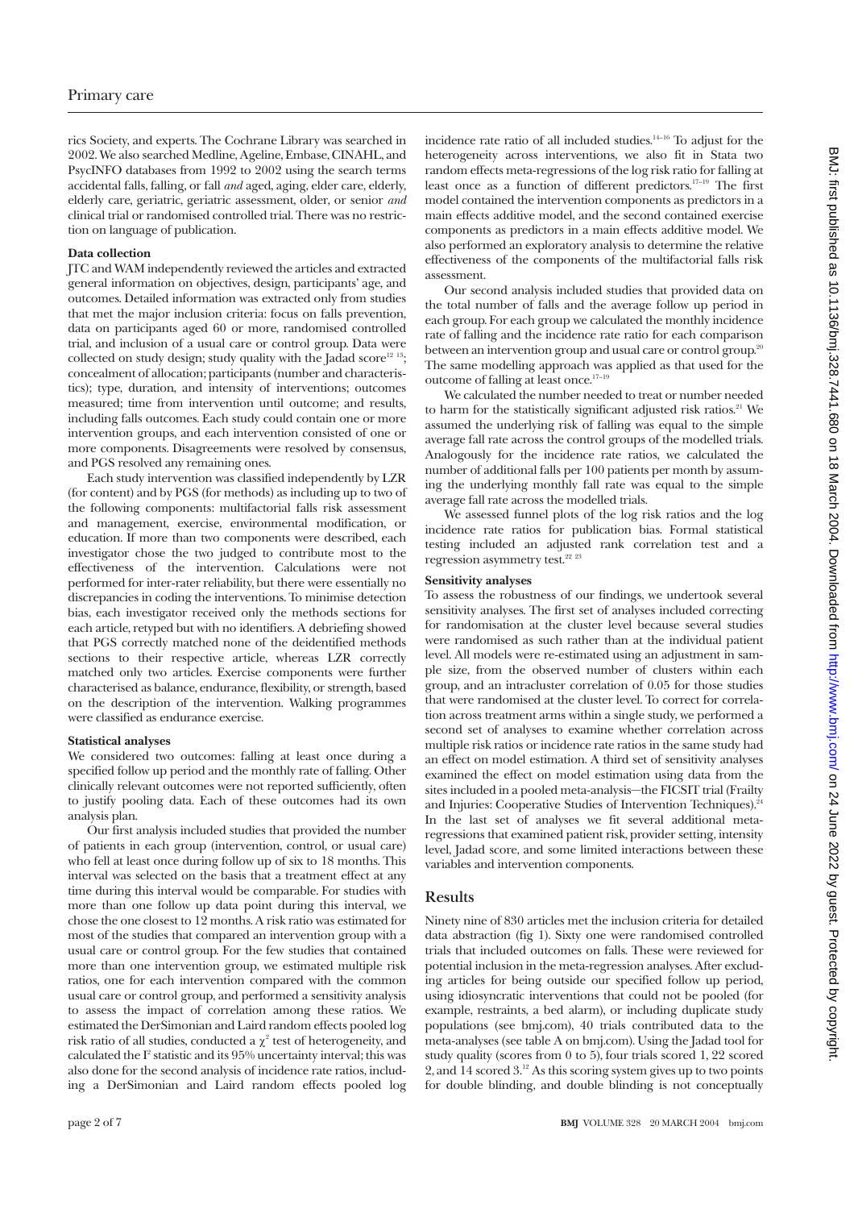rics Society, and experts. The Cochrane Library was searched in 2002. We also searched Medline, Ageline, Embase, CINAHL, and PsycINFO databases from 1992 to 2002 using the search terms accidental falls, falling, or fall *and* aged, aging, elder care, elderly, elderly care, geriatric, geriatric assessment, older, or senior *and* clinical trial or randomised controlled trial. There was no restriction on language of publication.

#### Data collection

JTC and WAM independently reviewed the articles and extracted general information on objectives, design, participants' age, and outcomes. Detailed information was extracted only from studies that met the major inclusion criteria: focus on falls prevention, data on participants aged 60 or more, randomised controlled trial, and inclusion of a usual care or control group. Data were collected on study design; study quality with the Jadad score[12 13]; concealment of allocation; participants (number and characteristics); type, duration, and intensity of interventions; outcomes measured; time from intervention until outcome; and results, including falls outcomes. Each study could contain one or more intervention groups, and each intervention consisted of one or more components. Disagreements were resolved by consensus, and PGS resolved any remaining ones.

Each study intervention was classified independently by LZR (for content) and by PGS (for methods) as including up to two of the following components: multifactorial falls risk assessment and management, exercise, environmental modification, or education. If more than two components were described, each investigator chose the two judged to contribute most to the effectiveness of the intervention. Calculations were not performed for inter-rater reliability, but there were essentially no discrepancies in coding the interventions. To minimise detection bias, each investigator received only the methods sections for each article, retyped but with no identifiers. A debriefing showed that PGS correctly matched none of the deidentified methods sections to their respective article, whereas LZR correctly matched only two articles. Exercise components were further characterised as balance, endurance, flexibility, or strength, based on the description of the intervention. Walking programmes were classified as endurance exercise.

#### Statistical analyses

We considered two outcomes: falling at least once during a specified follow up period and the monthly rate of falling. Other clinically relevant outcomes were not reported sufficiently, often to justify pooling data. Each of these outcomes had its own analysis plan.

Our first analysis included studies that provided the number of patients in each group (intervention, control, or usual care) who fell at least once during follow up of six to 18 months. This interval was selected on the basis that a treatment effect at any time during this interval would be comparable. For studies with more than one follow up data point during this interval, we chose the one closest to 12 months. A risk ratio was estimated for most of the studies that compared an intervention group with a usual care or control group. For the few studies that contained more than one intervention group, we estimated multiple risk ratios, one for each intervention compared with the common usual care or control group, and performed a sensitivity analysis to assess the impact of correlation among these ratios. We estimated the DerSimonian and Laird random effects pooled log risk ratio of all studies, conducted a $\chi^2$ test of heterogeneity, and calculated the $I^2$ statistic and its 95% uncertainty interval; this was also done for the second analysis of incidence rate ratios, including a DerSimonian and Laird random effects pooled log incidence rate ratio of all included studies.[14–16] To adjust for the heterogeneity across interventions, we also fit in Stata two random effects meta-regressions of the log risk ratio for falling at least once as a function of different predictors.[17–19] The first model contained the intervention components as predictors in a main effects additive model, and the second contained exercise components as predictors in a main effects additive model. We also performed an exploratory analysis to determine the relative effectiveness of the components of the multifactorial falls risk assessment.

Our second analysis included studies that provided data on the total number of falls and the average follow up period in each group. For each group we calculated the monthly incidence rate of falling and the incidence rate ratio for each comparison between an intervention group and usual care or control group.[20] The same modelling approach was applied as that used for the outcome of falling at least once.[17–19]

We calculated the number needed to treat or number needed to harm for the statistically significant adjusted risk ratios.[21] We assumed the underlying risk of falling was equal to the simple average fall rate across the control groups of the modelled trials. Analogously for the incidence rate ratios, we calculated the number of additional falls per 100 patients per month by assuming the underlying monthly fall rate was equal to the simple average fall rate across the modelled trials.

We assessed funnel plots of the log risk ratios and the log incidence rate ratios for publication bias. Formal statistical testing included an adjusted rank correlation test and a regression asymmetry test.[22 23]

#### Sensitivity analyses

To assess the robustness of our findings, we undertook several sensitivity analyses. The first set of analyses included correcting for randomisation at the cluster level because several studies were randomised as such rather than at the individual patient level. All models were re-estimated using an adjustment in sample size, from the observed number of clusters within each group, and an intracluster correlation of 0.05 for those studies that were randomised at the cluster level. To correct for correlation across treatment arms within a single study, we performed a second set of analyses to examine whether correlation across multiple risk ratios or incidence rate ratios in the same study had an effect on model estimation. A third set of sensitivity analyses examined the effect on model estimation using data from the sites included in a pooled meta-analysis—the FICSIT trial (Frailty and Injuries: Cooperative Studies of Intervention Techniques).[24] In the last set of analyses we fit several additional meta-regressions that examined patient risk, provider setting, intensity level, Jadad score, and some limited interactions between these variables and intervention components.

## Results

Ninety nine of 830 articles met the inclusion criteria for detailed data abstraction (fig 1). Sixty one were randomised controlled trials that included outcomes on falls. These were reviewed for potential inclusion in the meta-regression analyses. After excluding articles for being outside our specified follow up period, using idiosyncratic interventions that could not be pooled (for example, restraints, a bed alarm), or including duplicate study populations (see bmj.com), 40 trials contributed data to the meta-analyses (see table A on bmj.com). Using the Jadad tool for study quality (scores from 0 to 5), four trials scored 1, 22 scored 2, and 14 scored 3.[12] As this scoring system gives up to two points for double blinding, and double blinding is not conceptually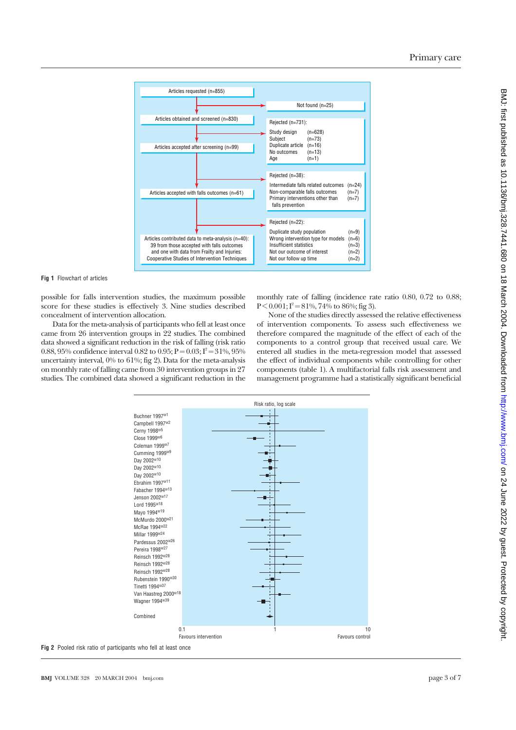Fig 1 Flowchart of articles

possible for falls intervention studies, the maximum possible score for these studies is effectively 3. Nine studies described concealment of intervention allocation.

Data for the meta-analysis of participants who fell at least once came from 26 intervention groups in 22 studies. The combined data showed a significant reduction in the risk of falling (risk ratio 0.88, 95% confidence interval 0.82 to 0.95; $P = 0.03$; $I^2 = 31\%$, 95% uncertainty interval, 0% to 61%; fig 2). Data for the meta-analysis on monthly rate of falling came from 30 intervention groups in 27 studies. The combined data showed a significant reduction in the monthly rate of falling (incidence rate ratio 0.80, 0.72 to 0.88; $P < 0.001$; $I^2 = 81\%$, 74% to 86%; fig 3).

None of the studies directly assessed the relative effectiveness of intervention components. To assess such effectiveness we therefore compared the magnitude of the effect of each of the components to a control group that received usual care. We entered all studies in the meta-regression model that assessed the effect of individual components while controlling for other components (table 1). A multifactorial falls risk assessment and management programme had a statistically significant beneficial

Fig 2 Pooled risk ratio of participants who fell at least once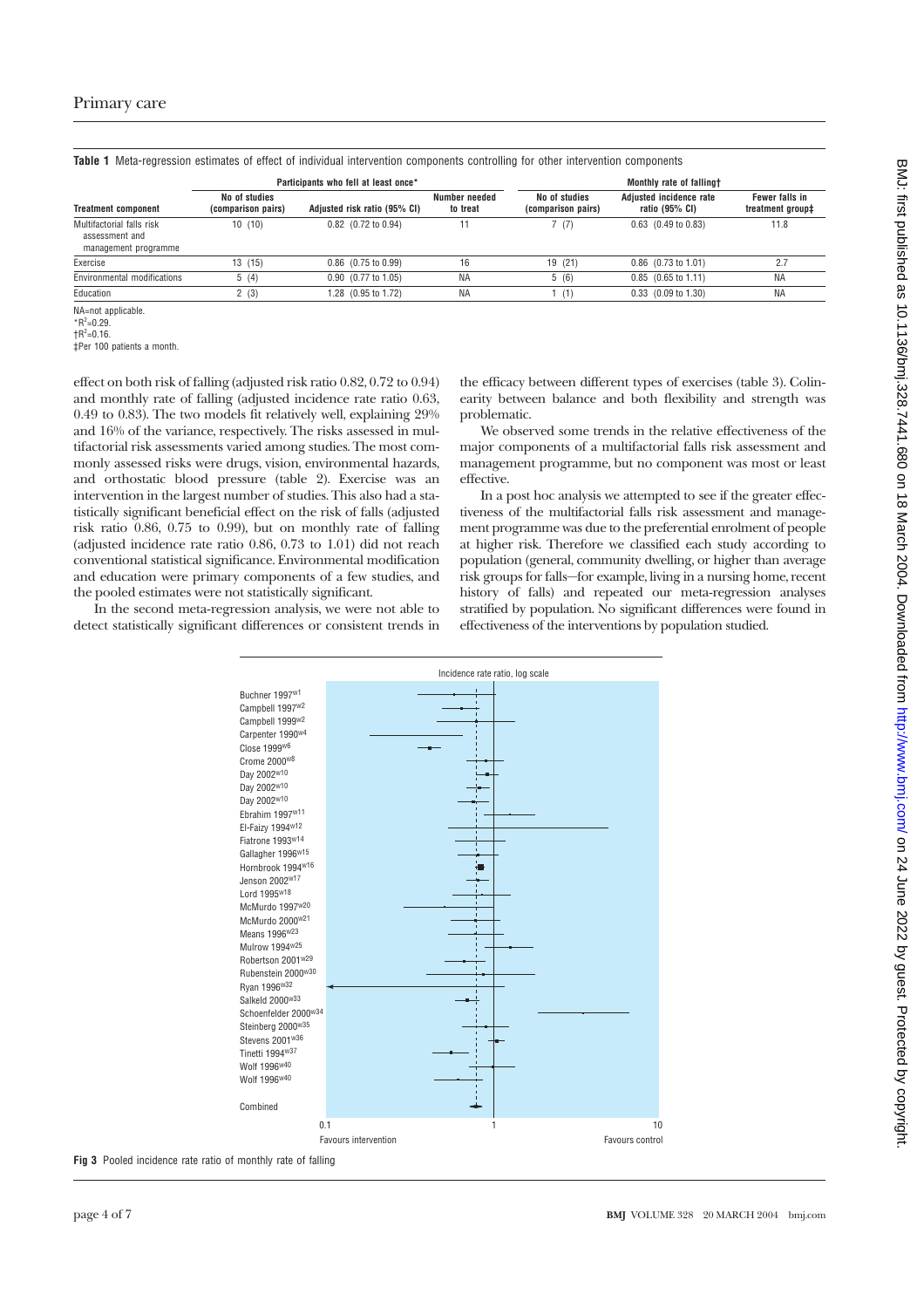**Table 1** Meta-regression estimates of effect of individual intervention components controlling for other intervention components

| Treatment component | Participants who fell at least once* | | | Monthly rate of falling† | | |
|---|---|---|---|---|---|---|
| | No of studies (comparison pairs) | Adjusted risk ratio (95% CI) | Number needed to treat | No of studies (comparison pairs) | Adjusted incidence rate ratio (95% CI) | Fewer falls in treatment group‡ |
| Multifactorial falls risk assessment and management programme | 10 (10) | 0.82 (0.72 to 0.94) | 11 | 7 (7) | 0.63 (0.49 to 0.83) | 11.8 |
| Exercise | 13 (15) | 0.86 (0.75 to 0.99) | 16 | 19 (21) | 0.86 (0.73 to 1.01) | 2.7 |
| Environmental modifications | 5 (4) | 0.90 (0.77 to 1.05) | NA | 5 (6) | 0.85 (0.65 to 1.11) | NA |
| Education | 2 (3) | 1.28 (0.95 to 1.72) | NA | 1 (1) | 0.33 (0.09 to 1.30) | NA |

NA=not applicable.
*$R^2$=0.29.
†$R^2$=0.16.
‡Per 100 patients a month.

effect on both risk of falling (adjusted risk ratio 0.82, 0.72 to 0.94) and monthly rate of falling (adjusted incidence rate ratio 0.63, 0.49 to 0.83). The two models fit relatively well, explaining 29% and 16% of the variance, respectively. The risks assessed in multifactorial risk assessments varied among studies. The most commonly assessed risks were drugs, vision, environmental hazards, and orthostatic blood pressure (table 2). Exercise was an intervention in the largest number of studies. This also had a statistically significant beneficial effect on the risk of falls (adjusted risk ratio 0.86, 0.75 to 0.99), but on monthly rate of falling (adjusted incidence rate ratio 0.86, 0.73 to 1.01) did not reach conventional statistical significance. Environmental modification and education were primary components of a few studies, and the pooled estimates were not statistically significant.

In the second meta-regression analysis, we were not able to detect statistically significant differences or consistent trends in the efficacy between different types of exercises (table 3). Colinearity between balance and both flexibility and strength was problematic.

We observed some trends in the relative effectiveness of the major components of a multifactorial falls risk assessment and management programme, but no component was most or least effective.

In a post hoc analysis we attempted to see if the greater effectiveness of the multifactorial falls risk assessment and management programme was due to the preferential enrolment of people at higher risk. Therefore we classified each study according to population (general, community dwelling, or higher than average risk groups for falls—for example, living in a nursing home, recent history of falls) and repeated our meta-regression analyses stratified by population. No significant differences were found in effectiveness of the interventions by population studied.

Fig 3 Pooled incidence rate ratio of monthly rate of falling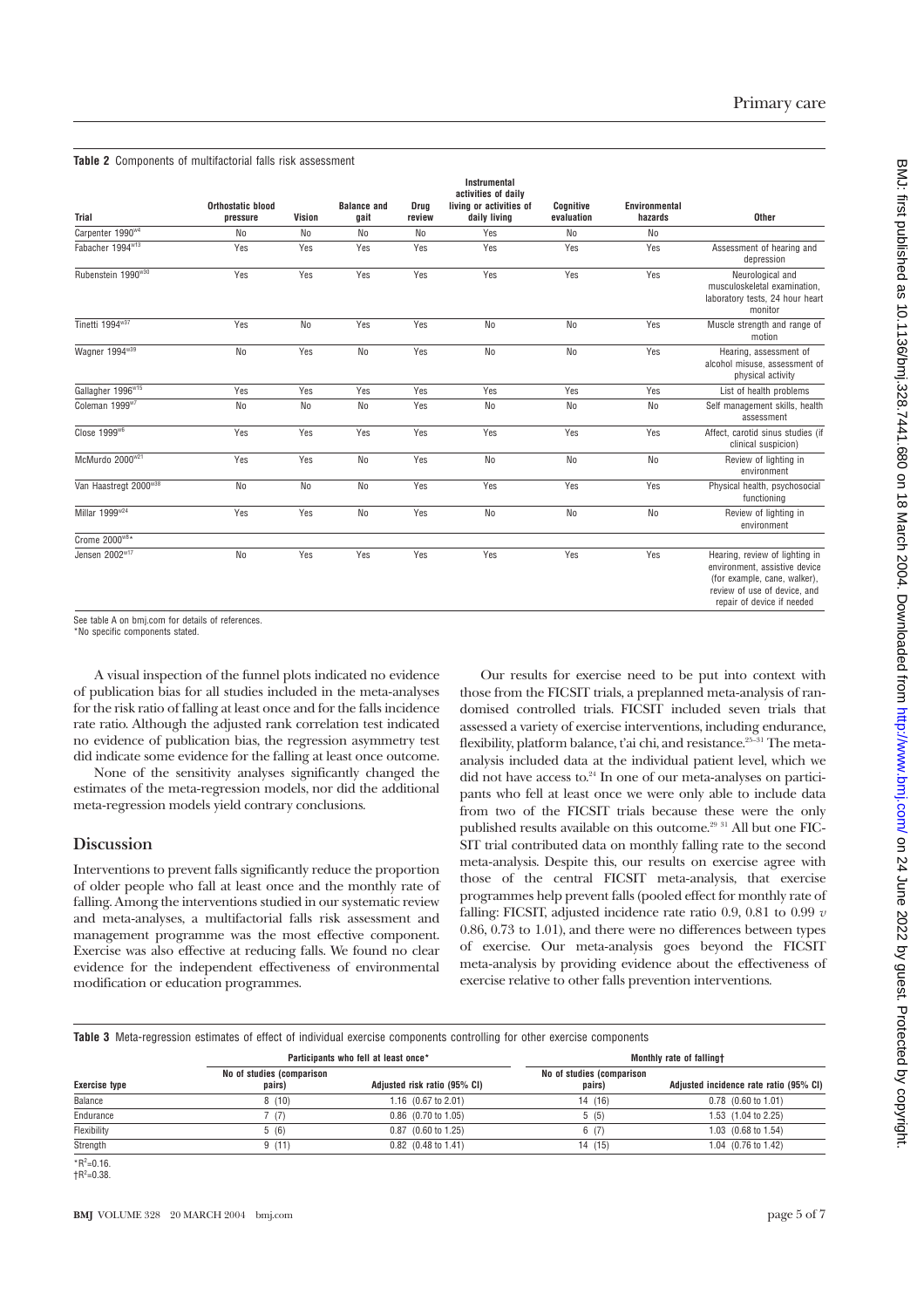**Table 2** Components of multifactorial falls risk assessment

| Trial | Orthostatic blood pressure | Vision | Balance and gait | Drug review | Instrumental activities of daily living or activities of daily living | Cognitive evaluation | Environmental hazards | Other |
|---|---|---|---|---|---|---|---|---|
| Carpenter 1990[w4] | No | No | No | No | Yes | No | No | |
| Fabacher 1994[w13] | Yes | Yes | Yes | Yes | Yes | Yes | Yes | Assessment of hearing and depression |
| Rubenstein 1990[w30] | Yes | Yes | Yes | Yes | Yes | Yes | Yes | Neurological and musculoskeletal examination, laboratory tests, 24 hour heart monitor |
| Tinetti 1994[w37] | Yes | No | Yes | Yes | No | No | Yes | Muscle strength and range of motion |
| Wagner 1994[w39] | No | Yes | No | Yes | No | No | Yes | Hearing, assessment of alcohol misuse, assessment of physical activity |
| Gallagher 1996[w15] | Yes | Yes | Yes | Yes | Yes | Yes | Yes | List of health problems |
| Coleman 1999[w7] | No | No | No | Yes | No | No | No | Self management skills, health assessment |
| Close 1999[w6] | Yes | Yes | Yes | Yes | Yes | Yes | Yes | Affect, carotid sinus studies (if clinical suspicion) |
| McMurdo 2000[w21] | Yes | Yes | No | Yes | No | No | No | Review of lighting in environment |
| Van Haastregt 2000[w38] | No | No | No | Yes | Yes | Yes | Yes | Physical health, psychosocial functioning |
| Millar 1999[w24] | Yes | Yes | No | Yes | No | No | No | Review of lighting in environment |
| Crome 2000[w8]* | | | | | | | | |
| Jensen 2002[w17] | No | Yes | Yes | Yes | Yes | Yes | Yes | Hearing, review of lighting in environment, assistive device (for example, cane, walker), review of use of device, and repair of device if needed |

See table A on bmj.com for details of references.
*No specific components stated.

A visual inspection of the funnel plots indicated no evidence of publication bias for all studies included in the meta-analyses for the risk ratio of falling at least once and for the falls incidence rate ratio. Although the adjusted rank correlation test indicated no evidence of publication bias, the regression asymmetry test did indicate some evidence for the falling at least once outcome.

None of the sensitivity analyses significantly changed the estimates of the meta-regression models, nor did the additional meta-regression models yield contrary conclusions.

## Discussion

Interventions to prevent falls significantly reduce the proportion of older people who fall at least once and the monthly rate of falling. Among the interventions studied in our systematic review and meta-analyses, a multifactorial falls risk assessment and management programme was the most effective component. Exercise was also effective at reducing falls. We found no clear evidence for the independent effectiveness of environmental modification or education programmes.

Our results for exercise need to be put into context with those from the FICSIT trials, a preplanned meta-analysis of randomised controlled trials. FICSIT included seven trials that assessed a variety of exercise interventions, including endurance, flexibility, platform balance, t'ai chi, and resistance.[25-31] The meta-analysis included data at the individual patient level, which we did not have access to.[24] In one of our meta-analyses on participants who fell at least once we were only able to include data from two of the FICSIT trials because these were the only published results available on this outcome.[29 31] All but one FICSIT trial contributed data on monthly falling rate to the second meta-analysis. Despite this, our results on exercise agree with those of the central FICSIT meta-analysis, that exercise programmes help prevent falls (pooled effect for monthly rate of falling: FICSIT, adjusted incidence rate ratio 0.9, 0.81 to 0.99 *v* 0.86, 0.73 to 1.01), and there were no differences between types of exercise. Our meta-analysis goes beyond the FICSIT meta-analysis by providing evidence about the effectiveness of exercise relative to other falls prevention interventions.

**Table 3** Meta-regression estimates of effect of individual exercise components controlling for other exercise components

| Exercise type | Participants who fell at least once*: No of studies (comparison pairs) | Participants who fell at least once*: Adjusted risk ratio (95% CI) | Monthly rate of falling†: No of studies (comparison pairs) | Monthly rate of falling†: Adjusted incidence rate ratio (95% CI) |
|---|---|---|---|---|
| Balance | 8 (10) | 1.16 (0.67 to 2.01) | 14 (16) | 0.78 (0.60 to 1.01) |
| Endurance | 7 (7) | 0.86 (0.70 to 1.05) | 5 (5) | 1.53 (1.04 to 2.25) |
| Flexibility | 5 (6) | 0.87 (0.60 to 1.25) | 6 (7) | 1.03 (0.68 to 1.54) |
| Strength | 9 (11) | 0.82 (0.48 to 1.41) | 14 (15) | 1.04 (0.76 to 1.42) |

*$R^2$=0.16.
†$R^2$=0.38.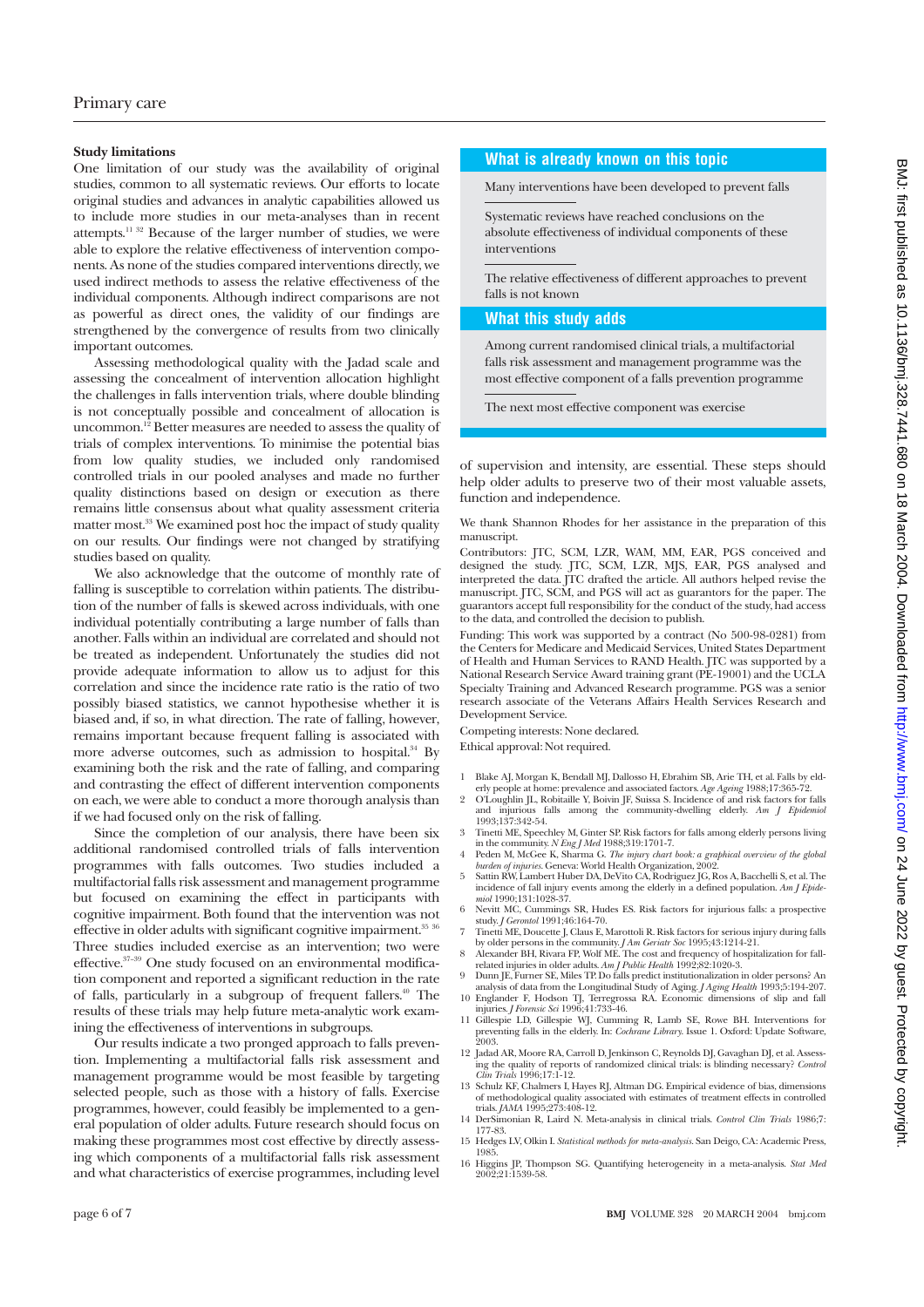### Study limitations

One limitation of our study was the availability of original studies, common to all systematic reviews. Our efforts to locate original studies and advances in analytic capabilities allowed us to include more studies in our meta-analyses than in recent attempts.[11 32] Because of the larger number of studies, we were able to explore the relative effectiveness of intervention components. As none of the studies compared interventions directly, we used indirect methods to assess the relative effectiveness of the individual components. Although indirect comparisons are not as powerful as direct ones, the validity of our findings are strengthened by the convergence of results from two clinically important outcomes.

Assessing methodological quality with the Jadad scale and assessing the concealment of intervention allocation highlight the challenges in falls intervention trials, where double blinding is not conceptually possible and concealment of allocation is uncommon.[12] Better measures are needed to assess the quality of trials of complex interventions. To minimise the potential bias from low quality studies, we included only randomised controlled trials in our pooled analyses and made no further quality distinctions based on design or execution as there remains little consensus about what quality assessment criteria matter most.[33] We examined post hoc the impact of study quality on our results. Our findings were not changed by stratifying studies based on quality.

We also acknowledge that the outcome of monthly rate of falling is susceptible to correlation within patients. The distribution of the number of falls is skewed across individuals, with one individual potentially contributing a large number of falls than another. Falls within an individual are correlated and should not be treated as independent. Unfortunately the studies did not provide adequate information to allow us to adjust for this correlation and since the incidence rate ratio is the ratio of two possibly biased statistics, we cannot hypothesise whether it is biased and, if so, in what direction. The rate of falling, however, remains important because frequent falling is associated with more adverse outcomes, such as admission to hospital.[34] By examining both the risk and the rate of falling, and comparing and contrasting the effect of different intervention components on each, we were able to conduct a more thorough analysis than if we had focused only on the risk of falling.

Since the completion of our analysis, there have been six additional randomised controlled trials of falls intervention programmes with falls outcomes. Two studies included a multifactorial falls risk assessment and management programme but focused on examining the effect in participants with cognitive impairment. Both found that the intervention was not effective in older adults with significant cognitive impairment.[35 36] Three studies included exercise as an intervention; two were effective.[37-39] One study focused on an environmental modification component and reported a significant reduction in the rate of falls, particularly in a subgroup of frequent fallers.[40] The results of these trials may help future meta-analytic work examining the effectiveness of interventions in subgroups.

Our results indicate a two pronged approach to falls prevention. Implementing a multifactorial falls risk assessment and management programme would be most feasible by targeting selected people, such as those with a history of falls. Exercise programmes, however, could feasibly be implemented to a general population of older adults. Future research should focus on making these programmes most cost effective by directly assessing which components of a multifactorial falls risk assessment and what characteristics of exercise programmes, including level of supervision and intensity, are essential. These steps should help older adults to preserve two of their most valuable assets, function and independence.

**What is already known on this topic**

Many interventions have been developed to prevent falls

Systematic reviews have reached conclusions on the absolute effectiveness of individual components of these interventions

The relative effectiveness of different approaches to prevent falls is not known

**What this study adds**

Among current randomised clinical trials, a multifactorial falls risk assessment and management programme was the most effective component of a falls prevention programme

The next most effective component was exercise

We thank Shannon Rhodes for her assistance in the preparation of this manuscript.

Contributors: JTC, SCM, LZR, WAM, MM, EAR, PGS conceived and designed the study. JTC, SCM, LZR, MJS, EAR, PGS analysed and interpreted the data. JTC drafted the article. All authors helped revise the manuscript. JTC, SCM, and PGS will act as guarantors for the paper. The guarantors accept full responsibility for the conduct of the study, had access to the data, and controlled the decision to publish.

Funding: This work was supported by a contract (No 500-98-0281) from the Centers for Medicare and Medicaid Services, United States Department of Health and Human Services to RAND Health. JTC was supported by a National Research Service Award training grant (PE-19001) and the UCLA Specialty Training and Advanced Research programme. PGS was a senior research associate of the Veterans Affairs Health Services Research and Development Service.

Competing interests: None declared.

Ethical approval: Not required.

1. Blake AJ, Morgan K, Bendall MJ, Dallosso H, Ebrahim SB, Arie TH, et al. Falls by elderly people at home: prevalence and associated factors. *Age Ageing* 1988;17:365-72.
2. O'Loughlin JL, Robitaille Y, Boivin JF, Suissa S. Incidence of and risk factors for falls and injurious falls among the community-dwelling elderly. *Am J Epidemiol* 1993;137:342-54.
3. Tinetti ME, Speechley M, Ginter SP. Risk factors for falls among elderly persons living in the community. *N Eng J Med* 1988;319:1701-7.
4. Peden M, McGee K, Sharma G. *The injury chart book: a graphical overview of the global burden of injuries*. Geneva: World Health Organization, 2002.
5. Sattin RW, Lambert Huber DA, DeVito CA, Rodriguez JG, Ros A, Bacchelli S, et al. The incidence of fall injury events among the elderly in a defined population. *Am J Epidemiol* 1990;131:1028-37.
6. Nevitt MC, Cummings SR, Hudes ES. Risk factors for injurious falls: a prospective study. *J Gerontol* 1991;46:164-70.
7. Tinetti ME, Doucette J, Claus E, Marottoli R. Risk factors for serious injury during falls by older persons in the community. *J Am Geriatr Soc* 1995;43:1214-21.
8. Alexander BH, Rivara FP, Wolf ME. The cost and frequency of hospitalization for fall-related injuries in older adults. *Am J Public Health* 1992;82:1020-3.
9. Dunn JE, Furner SE, Miles TP. Do falls predict institutionalization in older persons? An analysis of data from the Longitudinal Study of Aging. *J Aging Health* 1993;5:194-207.
10. Englander F, Hodson TJ, Terregrossa RA. Economic dimensions of slip and fall injuries. *J Forensic Sci* 1996;41:733-46.
11. Gillespie LD, Gillespie WJ, Cumming R, Lamb SE, Rowe BH. Interventions for preventing falls in the elderly. In: *Cochrane Library*. Issue 1. Oxford: Update Software, 2003.
12. Jadad AR, Moore RA, Carroll D, Jenkinson C, Reynolds DJ, Gavaghan DJ, et al. Assessing the quality of reports of randomized clinical trials: is blinding necessary? *Control Clin Trials* 1996;17:1-12.
13. Schulz KF, Chalmers I, Hayes RJ, Altman DG. Empirical evidence of bias, dimensions of methodological quality associated with estimates of treatment effects in controlled trials. *JAMA* 1995;273:408-12.
14. DerSimonian R, Laird N. Meta-analysis in clinical trials. *Control Clin Trials* 1986;7:177-83.
15. Hedges LV, Olkin I. *Statistical methods for meta-analysis*. San Deigo, CA: Academic Press, 1985.
16. Higgins JP, Thompson SG. Quantifying heterogeneity in a meta-analysis. *Stat Med* 2002;21:1539-58.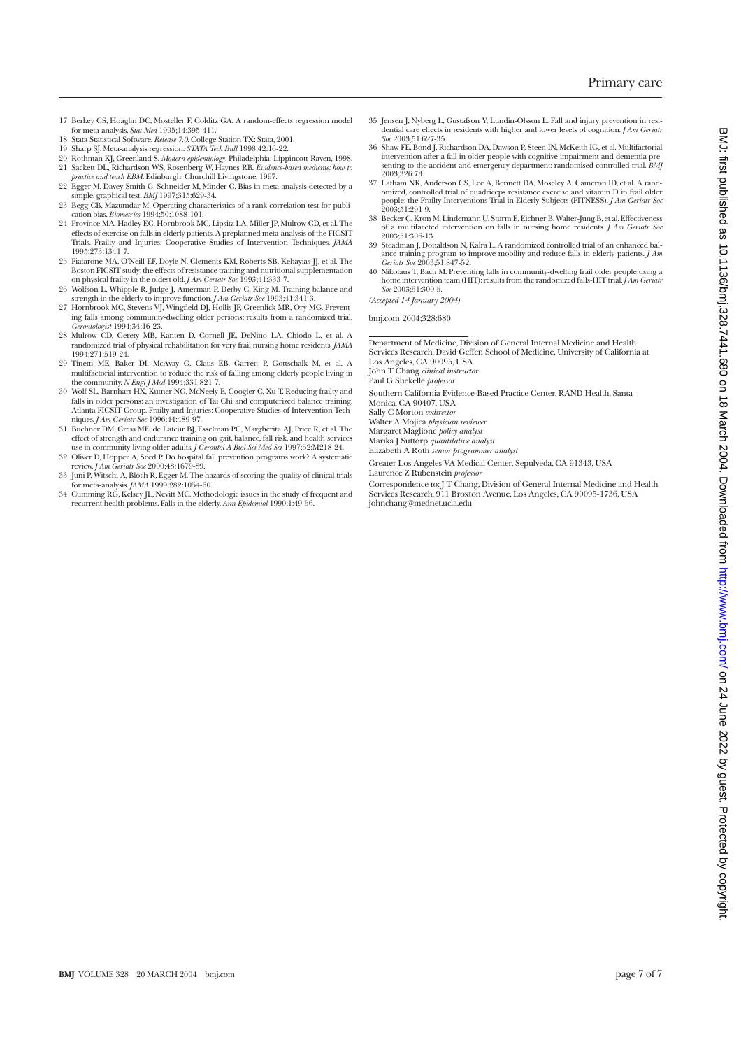17 Berkey CS, Hoaglin DC, Mosteller F, Colditz GA. A random-effects regression model for meta-analysis. *Stat Med* 1995;14:395-411.
18 Stata Statistical Software. *Release 7.0*. College Station TX: Stata, 2001.
19 Sharp SJ. Meta-analysis regression. *STATA Tech Bull* 1998;42:16-22.
20 Rothman KJ, Greenland S. *Modern epidemiology*. Philadelphia: Lippincott-Raven, 1998.
21 Sackett DL, Richardson WS, Rosenberg W, Haynes RB. *Evidence-based medicine: how to practice and teach EBM*. Edinburgh: Churchill Livingstone, 1997.
22 Egger M, Davey Smith G, Schneider M, Minder C. Bias in meta-analysis detected by a simple, graphical test. *BMJ* 1997;315:629-34.
23 Begg CB, Mazumdar M. Operating characteristics of a rank correlation test for publication bias. *Biometrics* 1994;50:1088-101.
24 Province MA, Hadley EC, Hornbrook MC, Lipsitz LA, Miller JP, Mulrow CD, et al. The effects of exercise on falls in elderly patients. A preplanned meta-analysis of the FICSIT Trials. Frailty and Injuries: Cooperative Studies of Intervention Techniques. *JAMA* 1995;273:1341-7.
25 Fiatarone MA, O'Neill EF, Doyle N, Clements KM, Roberts SB, Kehayias JJ, et al. The Boston FICSIT study: the effects of resistance training and nutritional supplementation on physical frailty in the oldest old. *J Am Geriatr Soc* 1993;41:333-7.
26 Wolfson L, Whipple R, Judge J, Amerman P, Derby C, King M. Training balance and strength in the elderly to improve function. *J Am Geriatr Soc* 1993;41:341-3.
27 Hornbrook MC, Stevens VJ, Wingfield DJ, Hollis JF, Greenlick MR, Ory MG. Preventing falls among community-dwelling older persons: results from a randomized trial. *Gerontologist* 1994;34:16-23.
28 Mulrow CD, Gerety MB, Kanten D, Cornell JE, DeNino LA, Chiodo L, et al. A randomized trial of physical rehabilitation for very frail nursing home residents. *JAMA* 1994;271:519-24.
29 Tinetti ME, Baker DI, McAvay G, Claus EB, Garrett P, Gottschalk M, et al. A multifactorial intervention to reduce the risk of falling among elderly people living in the community. *N Engl J Med* 1994;331:821-7.
30 Wolf SL, Barnhart HX, Kutner NG, McNeely E, Coogler C, Xu T. Reducing frailty and falls in older persons: an investigation of Tai Chi and computerized balance training. Atlanta FICSIT Group. Frailty and Injuries: Cooperative Studies of Intervention Techniques. *J Am Geriatr Soc* 1996;44:489-97.
31 Buchner DM, Cress ME, de Lateur BJ, Esselman PC, Margherita AJ, Price R, et al. The effect of strength and endurance training on gait, balance, fall risk, and health services use in community-living older adults. *J Gerontol A Biol Sci Med Sci* 1997;52:M218-24.
32 Oliver D, Hopper A, Seed P. Do hospital fall prevention programs work? A systematic review. *J Am Geriatr Soc* 2000;48:1679-89.
33 Juni P, Witschi A, Bloch R, Egger M. The hazards of scoring the quality of clinical trials for meta-analysis. *JAMA* 1999;282:1054-60.
34 Cumming RG, Kelsey JL, Nevitt MC. Methodologic issues in the study of frequent and recurrent health problems. Falls in the elderly. *Ann Epidemiol* 1990;1:49-56.
35 Jensen J, Nyberg L, Gustafson Y, Lundin-Olsson L. Fall and injury prevention in residential care effects in residents with higher and lower levels of cognition. *J Am Geriatr Soc* 2003;51:627-35.
36 Shaw FE, Bond J, Richardson DA, Dawson P, Steen IN, McKeith IG, et al. Multifactorial intervention after a fall in older people with cognitive impairment and dementia presenting to the accident and emergency department: randomised controlled trial. *BMJ* 2003;326:73.
37 Latham NK, Anderson CS, Lee A, Bennett DA, Moseley A, Cameron ID, et al. A randomized, controlled trial of quadriceps resistance exercise and vitamin D in frail older people: the Frailty Interventions Trial in Elderly Subjects (FITNESS). *J Am Geriatr Soc* 2003;51:291-9.
38 Becker C, Kron M, Lindemann U, Sturm E, Eichner B, Walter-Jung B, et al. Effectiveness of a multifaceted intervention on falls in nursing home residents. *J Am Geriatr Soc* 2003;51:306-13.
39 Steadman J, Donaldson N, Kalra L. A randomized controlled trial of an enhanced balance training program to improve mobility and reduce falls in elderly patients. *J Am Geriatr Soc* 2003;51:847-52.
40 Nikolaus T, Bach M. Preventing falls in community-dwelling frail older people using a home intervention team (HIT): results from the randomized falls-HIT trial. *J Am Geriatr Soc* 2003;51:300-5.

*(Accepted 14 January 2004)*

bmj.com 2004;328:680

Department of Medicine, Division of General Internal Medicine and Health Services Research, David Geffen School of Medicine, University of California at Los Angeles, CA 90095, USA
John T Chang *clinical instructor*
Paul G Shekelle *professor*

Southern California Evidence-Based Practice Center, RAND Health, Santa Monica, CA 90407, USA
Sally C Morton *codirector*
Walter A Mojica *physician reviewer*
Margaret Maglione *policy analyst*
Marika J Suttorp *quantitative analyst*
Elizabeth A Roth *senior programmer analyst*

Greater Los Angeles VA Medical Center, Sepulveda, CA 91343, USA
Laurence Z Rubenstein *professor*

Correspondence to: J T Chang, Division of General Internal Medicine and Health Services Research, 911 Broxton Avenue, Los Angeles, CA 90095-1736, USA
johnchang@mednet.ucla.edu